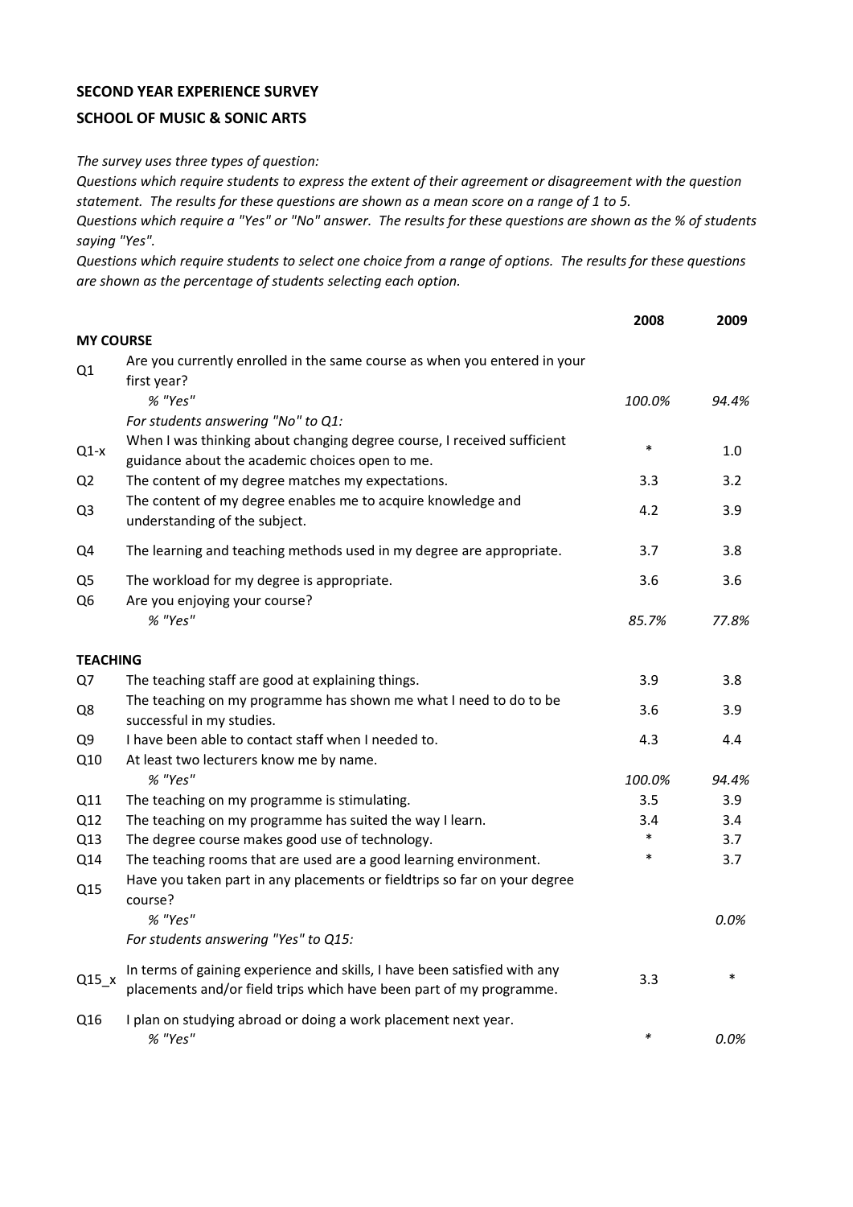**SECOND YEAR EXPERIENCE SURVEY**

**SCHOOL OF MUSIC & SONIC ARTS**

*The survey uses three types of question:*
*Questions which require students to express the extent of their agreement or disagreement with the question statement. The results for these questions are shown as a mean score on a range of 1 to 5.*
*Questions which require a "Yes" or "No" answer. The results for these questions are shown as the % of students saying "Yes".*
*Questions which require students to select one choice from a range of options. The results for these questions are shown as the percentage of students selecting each option.*

| | | 2008 | 2009 |
|---|---|---|---|
| **MY COURSE** | | | |
| Q1 | Are you currently enrolled in the same course as when you entered in your first year? | | |
| | *% "Yes"* | *100.0%* | *94.4%* |
| | *For students answering "No" to Q1:* | | |
| Q1-x | When I was thinking about changing degree course, I received sufficient guidance about the academic choices open to me. | * | 1.0 |
| Q2 | The content of my degree matches my expectations. | 3.3 | 3.2 |
| Q3 | The content of my degree enables me to acquire knowledge and understanding of the subject. | 4.2 | 3.9 |
| Q4 | The learning and teaching methods used in my degree are appropriate. | 3.7 | 3.8 |
| Q5 | The workload for my degree is appropriate. | 3.6 | 3.6 |
| Q6 | Are you enjoying your course? | | |
| | *% "Yes"* | *85.7%* | *77.8%* |
| **TEACHING** | | | |
| Q7 | The teaching staff are good at explaining things. | 3.9 | 3.8 |
| Q8 | The teaching on my programme has shown me what I need to do to be successful in my studies. | 3.6 | 3.9 |
| Q9 | I have been able to contact staff when I needed to. | 4.3 | 4.4 |
| Q10 | At least two lecturers know me by name. | | |
| | *% "Yes"* | *100.0%* | *94.4%* |
| Q11 | The teaching on my programme is stimulating. | 3.5 | 3.9 |
| Q12 | The teaching on my programme has suited the way I learn. | 3.4 | 3.4 |
| Q13 | The degree course makes good use of technology. | * | 3.7 |
| Q14 | The teaching rooms that are used are a good learning environment. | * | 3.7 |
| Q15 | Have you taken part in any placements or fieldtrips so far on your degree course? | | |
| | *% "Yes"* | | *0.0%* |
| | *For students answering "Yes" to Q15:* | | |
| Q15_x | In terms of gaining experience and skills, I have been satisfied with any placements and/or field trips which have been part of my programme. | 3.3 | * |
| Q16 | I plan on studying abroad or doing a work placement next year. | | |
| | *% "Yes"* | * | *0.0%* |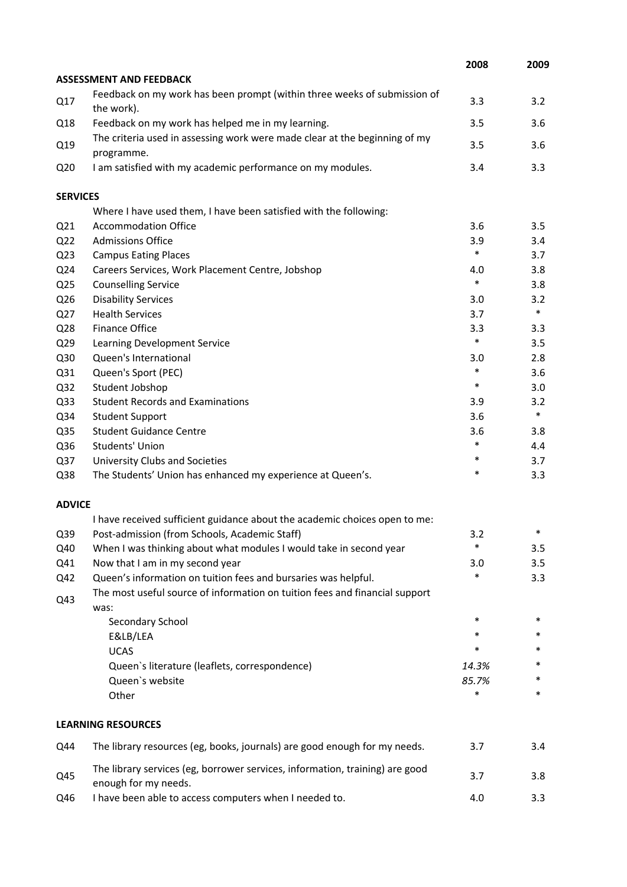| | | 2008 | 2009 |
|---|---|---|---|
| **ASSESSMENT AND FEEDBACK** | | | |
| Q17 | Feedback on my work has been prompt (within three weeks of submission of the work). | 3.3 | 3.2 |
| Q18 | Feedback on my work has helped me in my learning. | 3.5 | 3.6 |
| Q19 | The criteria used in assessing work were made clear at the beginning of my programme. | 3.5 | 3.6 |
| Q20 | I am satisfied with my academic performance on my modules. | 3.4 | 3.3 |
| **SERVICES** | | | |
| | Where I have used them, I have been satisfied with the following: | | |
| Q21 | Accommodation Office | 3.6 | 3.5 |
| Q22 | Admissions Office | 3.9 | 3.4 |
| Q23 | Campus Eating Places | * | 3.7 |
| Q24 | Careers Services, Work Placement Centre, Jobshop | 4.0 | 3.8 |
| Q25 | Counselling Service | * | 3.8 |
| Q26 | Disability Services | 3.0 | 3.2 |
| Q27 | Health Services | 3.7 | * |
| Q28 | Finance Office | 3.3 | 3.3 |
| Q29 | Learning Development Service | * | 3.5 |
| Q30 | Queen's International | 3.0 | 2.8 |
| Q31 | Queen's Sport (PEC) | * | 3.6 |
| Q32 | Student Jobshop | * | 3.0 |
| Q33 | Student Records and Examinations | 3.9 | 3.2 |
| Q34 | Student Support | 3.6 | * |
| Q35 | Student Guidance Centre | 3.6 | 3.8 |
| Q36 | Students' Union | * | 4.4 |
| Q37 | University Clubs and Societies | * | 3.7 |
| Q38 | The Students' Union has enhanced my experience at Queen's. | * | 3.3 |
| **ADVICE** | | | |
| | I have received sufficient guidance about the academic choices open to me: | | |
| Q39 | Post-admission (from Schools, Academic Staff) | 3.2 | * |
| Q40 | When I was thinking about what modules I would take in second year | * | 3.5 |
| Q41 | Now that I am in my second year | 3.0 | 3.5 |
| Q42 | Queen's information on tuition fees and bursaries was helpful. | * | 3.3 |
| Q43 | The most useful source of information on tuition fees and financial support was: | | |
| | Secondary School | * | * |
| | E&LB/LEA | * | * |
| | UCAS | * | * |
| | Queen`s literature (leaflets, correspondence) | *14.3%* | * |
| | Queen`s website | *85.7%* | * |
| | Other | * | * |
| **LEARNING RESOURCES** | | | |
| Q44 | The library resources (eg, books, journals) are good enough for my needs. | 3.7 | 3.4 |
| Q45 | The library services (eg, borrower services, information, training) are good enough for my needs. | 3.7 | 3.8 |
| Q46 | I have been able to access computers when I needed to. | 4.0 | 3.3 |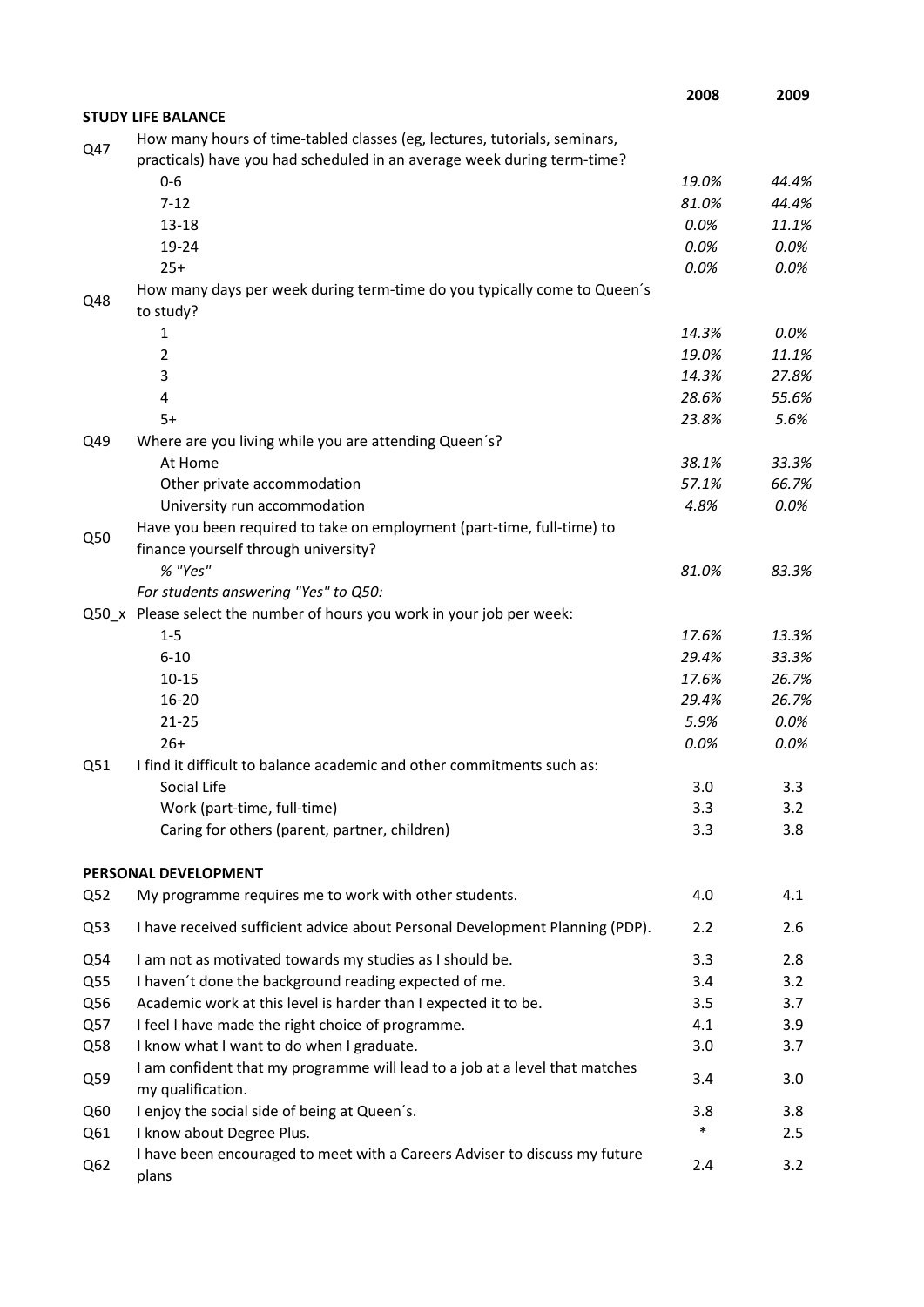| | | 2008 | 2009 |
|---|---|---|---|
| **STUDY LIFE BALANCE** | | | |
| Q47 | How many hours of time-tabled classes (eg, lectures, tutorials, seminars, practicals) have you had scheduled in an average week during term-time? | | |
| | 0-6 | *19.0%* | *44.4%* |
| | 7-12 | *81.0%* | *44.4%* |
| | 13-18 | *0.0%* | *11.1%* |
| | 19-24 | *0.0%* | *0.0%* |
| | 25+ | *0.0%* | *0.0%* |
| Q48 | How many days per week during term-time do you typically come to Queen´s to study? | | |
| | 1 | *14.3%* | *0.0%* |
| | 2 | *19.0%* | *11.1%* |
| | 3 | *14.3%* | *27.8%* |
| | 4 | *28.6%* | *55.6%* |
| | 5+ | *23.8%* | *5.6%* |
| Q49 | Where are you living while you are attending Queen´s? | | |
| | At Home | *38.1%* | *33.3%* |
| | Other private accommodation | *57.1%* | *66.7%* |
| | University run accommodation | *4.8%* | *0.0%* |
| Q50 | Have you been required to take on employment (part-time, full-time) to finance yourself through university? | | |
| | *% "Yes"* | *81.0%* | *83.3%* |
| | *For students answering "Yes" to Q50:* | | |
| Q50_x | Please select the number of hours you work in your job per week: | | |
| | 1-5 | *17.6%* | *13.3%* |
| | 6-10 | *29.4%* | *33.3%* |
| | 10-15 | *17.6%* | *26.7%* |
| | 16-20 | *29.4%* | *26.7%* |
| | 21-25 | *5.9%* | *0.0%* |
| | 26+ | *0.0%* | *0.0%* |
| Q51 | I find it difficult to balance academic and other commitments such as: | | |
| | Social Life | 3.0 | 3.3 |
| | Work (part-time, full-time) | 3.3 | 3.2 |
| | Caring for others (parent, partner, children) | 3.3 | 3.8 |
| **PERSONAL DEVELOPMENT** | | | |
| Q52 | My programme requires me to work with other students. | 4.0 | 4.1 |
| Q53 | I have received sufficient advice about Personal Development Planning (PDP). | 2.2 | 2.6 |
| Q54 | I am not as motivated towards my studies as I should be. | 3.3 | 2.8 |
| Q55 | I haven´t done the background reading expected of me. | 3.4 | 3.2 |
| Q56 | Academic work at this level is harder than I expected it to be. | 3.5 | 3.7 |
| Q57 | I feel I have made the right choice of programme. | 4.1 | 3.9 |
| Q58 | I know what I want to do when I graduate. | 3.0 | 3.7 |
| Q59 | I am confident that my programme will lead to a job at a level that matches my qualification. | 3.4 | 3.0 |
| Q60 | I enjoy the social side of being at Queen´s. | 3.8 | 3.8 |
| Q61 | I know about Degree Plus. | * | 2.5 |
| Q62 | I have been encouraged to meet with a Careers Adviser to discuss my future plans | 2.4 | 3.2 |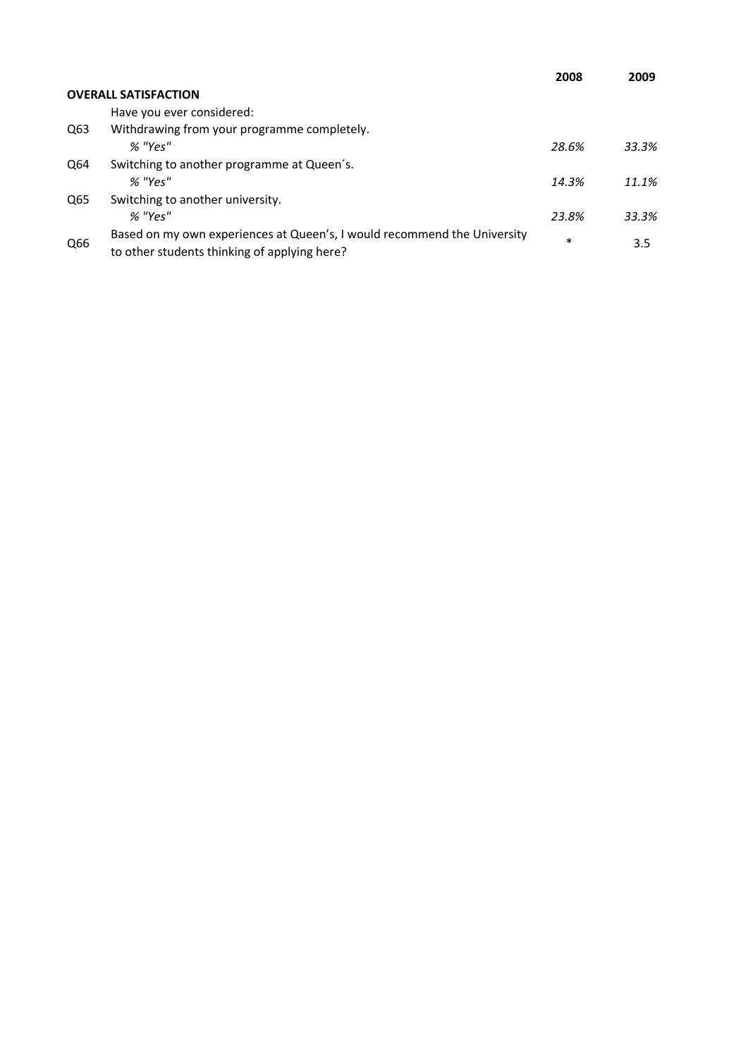| | | 2008 | 2009 |
|---|---|---|---|
| **OVERALL SATISFACTION** | | | |
| | Have you ever considered: | | |
| Q63 | Withdrawing from your programme completely. | | |
| | *% "Yes"* | *28.6%* | *33.3%* |
| Q64 | Switching to another programme at Queen´s. | | |
| | *% "Yes"* | *14.3%* | *11.1%* |
| Q65 | Switching to another university. | | |
| | *% "Yes"* | *23.8%* | *33.3%* |
| Q66 | Based on my own experiences at Queen's, I would recommend the University to other students thinking of applying here? | * | 3.5 |